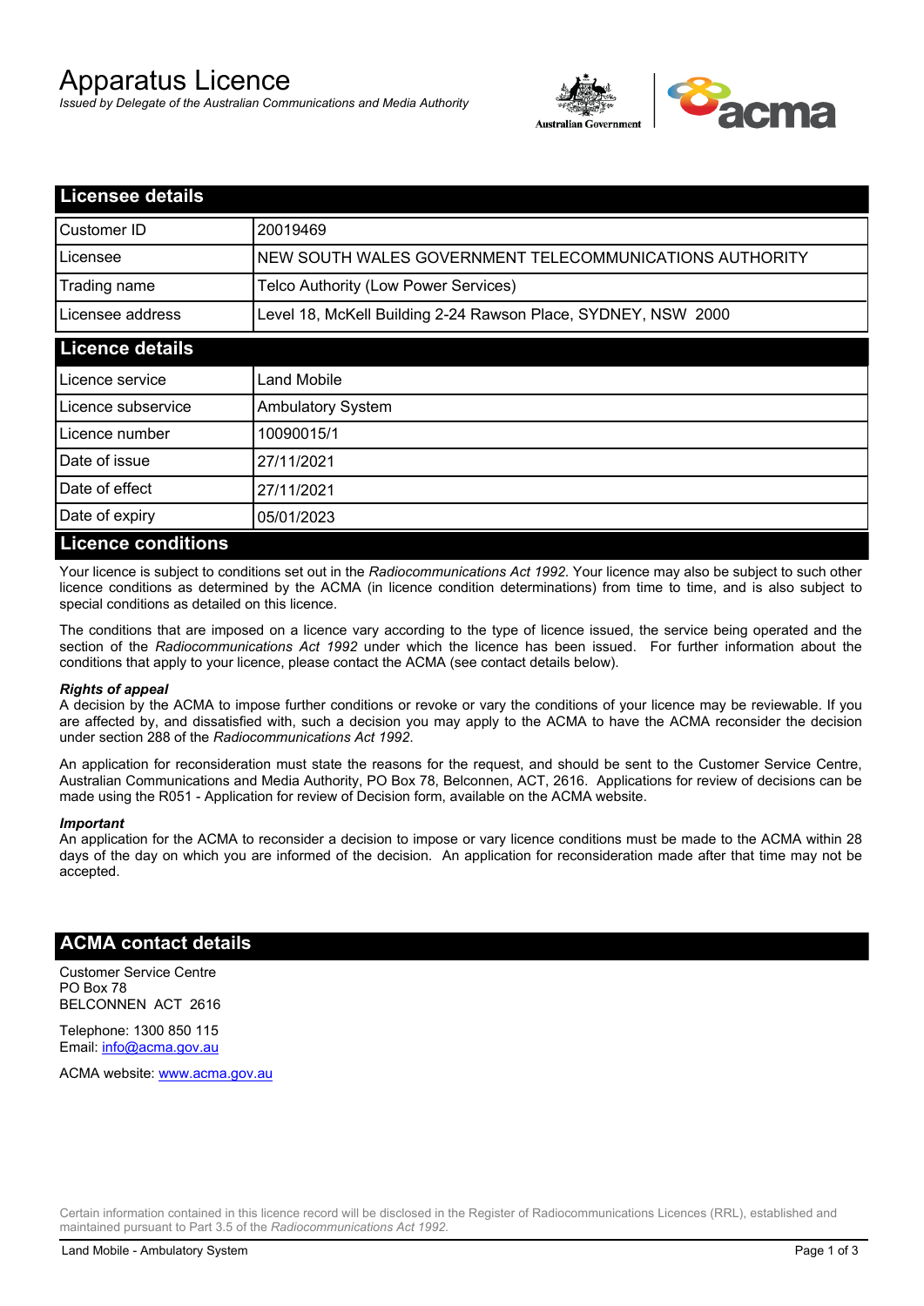# Apparatus Licence

*Issued by Delegate of the Australian Communications and Media Authority*

## Licensee details

| | |
|---|---|
| Customer ID | 20019469 |
| Licensee | NEW SOUTH WALES GOVERNMENT TELECOMMUNICATIONS AUTHORITY |
| Trading name | Telco Authority (Low Power Services) |
| Licensee address | Level 18, McKell Building 2-24 Rawson Place, SYDNEY, NSW 2000 |

## Licence details

| | |
|---|---|
| Licence service | Land Mobile |
| Licence subservice | Ambulatory System |
| Licence number | 10090015/1 |
| Date of issue | 27/11/2021 |
| Date of effect | 27/11/2021 |
| Date of expiry | 05/01/2023 |

## Licence conditions

Your licence is subject to conditions set out in the *Radiocommunications Act 1992*. Your licence may also be subject to such other licence conditions as determined by the ACMA (in licence condition determinations) from time to time, and is also subject to special conditions as detailed on this licence.

The conditions that are imposed on a licence vary according to the type of licence issued, the service being operated and the section of the *Radiocommunications Act 1992* under which the licence has been issued. For further information about the conditions that apply to your licence, please contact the ACMA (see contact details below).

***Rights of appeal***

A decision by the ACMA to impose further conditions or revoke or vary the conditions of your licence may be reviewable. If you are affected by, and dissatisfied with, such a decision you may apply to the ACMA to have the ACMA reconsider the decision under section 288 of the *Radiocommunications Act 1992*.

An application for reconsideration must state the reasons for the request, and should be sent to the Customer Service Centre, Australian Communications and Media Authority, PO Box 78, Belconnen, ACT, 2616. Applications for review of decisions can be made using the R051 - Application for review of Decision form, available on the ACMA website.

***Important***

An application for the ACMA to reconsider a decision to impose or vary licence conditions must be made to the ACMA within 28 days of the day on which you are informed of the decision. An application for reconsideration made after that time may not be accepted.

## ACMA contact details

Customer Service Centre
PO Box 78
BELCONNEN ACT 2616

Telephone: 1300 850 115
Email: info@acma.gov.au

ACMA website: www.acma.gov.au

Certain information contained in this licence record will be disclosed in the Register of Radiocommunications Licences (RRL), established and maintained pursuant to Part 3.5 of the *Radiocommunications Act 1992.*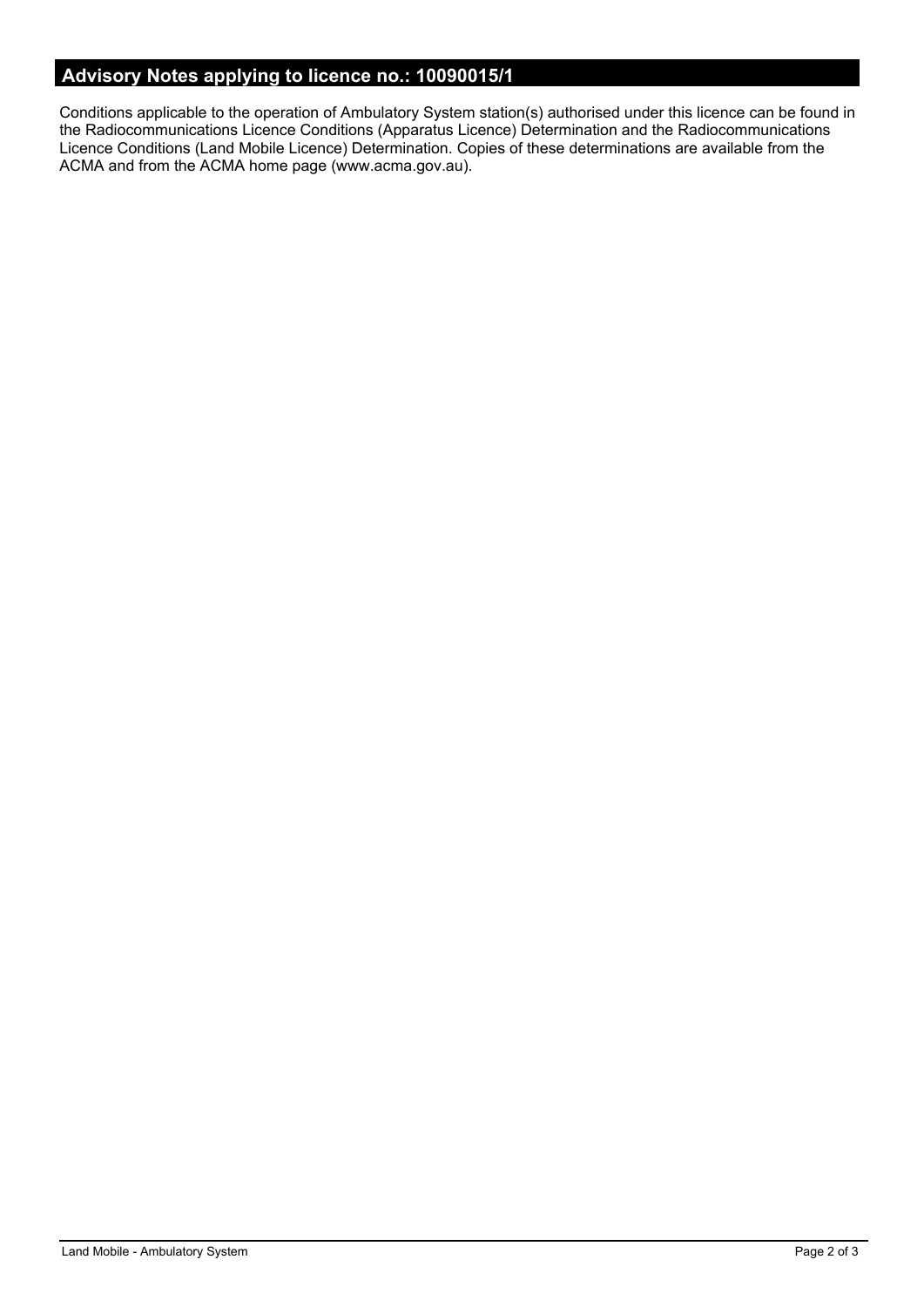## Advisory Notes applying to licence no.: 10090015/1

Conditions applicable to the operation of Ambulatory System station(s) authorised under this licence can be found in the Radiocommunications Licence Conditions (Apparatus Licence) Determination and the Radiocommunications Licence Conditions (Land Mobile Licence) Determination. Copies of these determinations are available from the ACMA and from the ACMA home page (www.acma.gov.au).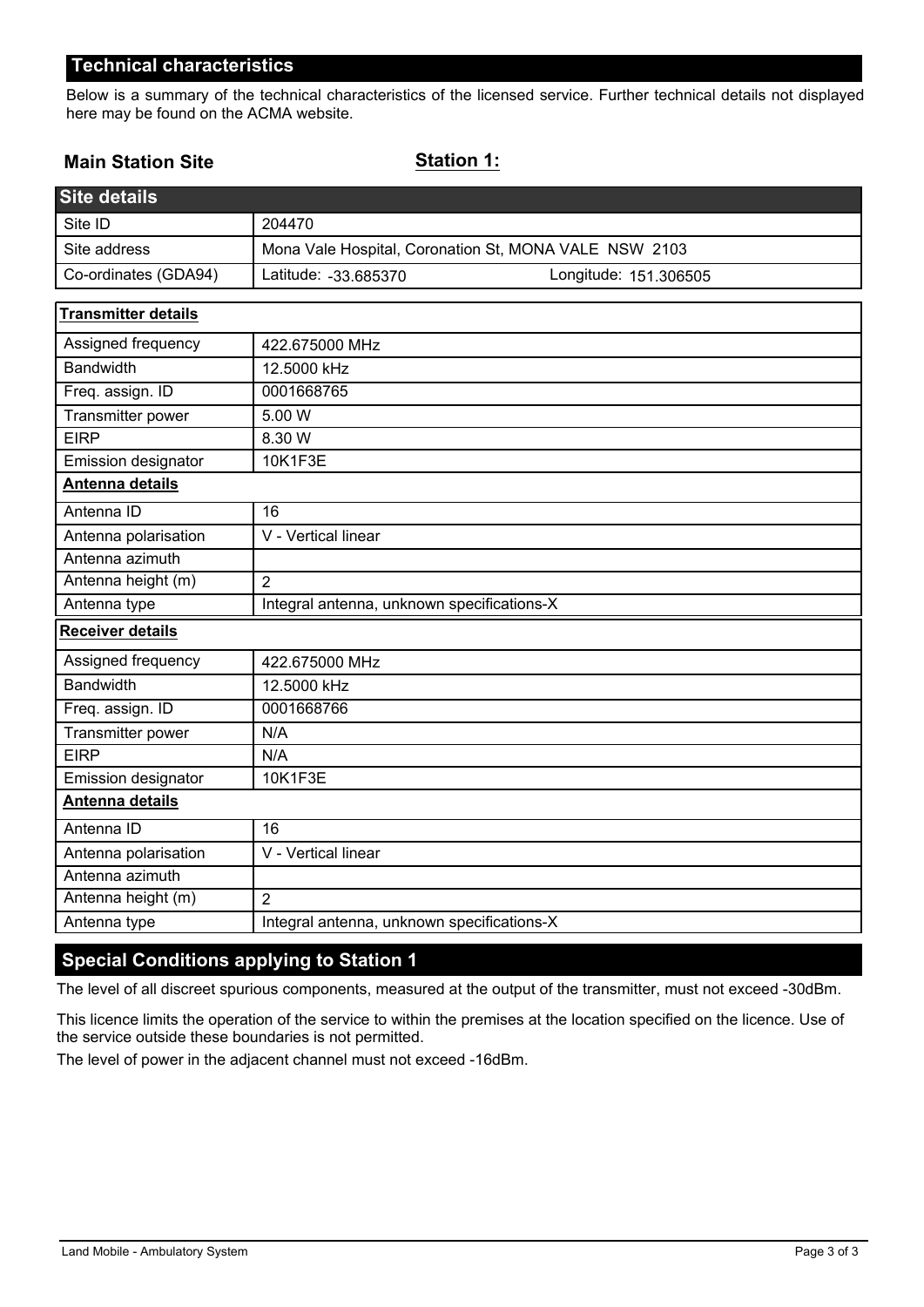## Technical characteristics

Below is a summary of the technical characteristics of the licensed service. Further technical details not displayed here may be found on the ACMA website.

**Main Station Site** **Station 1:**

| Site details | |
|---|---|
| Site ID | 204470 |
| Site address | Mona Vale Hospital, Coronation St, MONA VALE NSW 2103 |
| Co-ordinates (GDA94) | Latitude: -33.685370 Longitude: 151.306505 |

| Transmitter details | |
|---|---|
| Assigned frequency | 422.675000 MHz |
| Bandwidth | 12.5000 kHz |
| Freq. assign. ID | 0001668765 |
| Transmitter power | 5.00 W |
| EIRP | 8.30 W |
| Emission designator | 10K1F3E |
| **Antenna details** | |
| Antenna ID | 16 |
| Antenna polarisation | V - Vertical linear |
| Antenna azimuth | |
| Antenna height (m) | 2 |
| Antenna type | Integral antenna, unknown specifications-X |

| Receiver details | |
|---|---|
| Assigned frequency | 422.675000 MHz |
| Bandwidth | 12.5000 kHz |
| Freq. assign. ID | 0001668766 |
| Transmitter power | N/A |
| EIRP | N/A |
| Emission designator | 10K1F3E |
| **Antenna details** | |
| Antenna ID | 16 |
| Antenna polarisation | V - Vertical linear |
| Antenna azimuth | |
| Antenna height (m) | 2 |
| Antenna type | Integral antenna, unknown specifications-X |

## Special Conditions applying to Station 1

The level of all discreet spurious components, measured at the output of the transmitter, must not exceed -30dBm.

This licence limits the operation of the service to within the premises at the location specified on the licence. Use of the service outside these boundaries is not permitted.

The level of power in the adjacent channel must not exceed -16dBm.